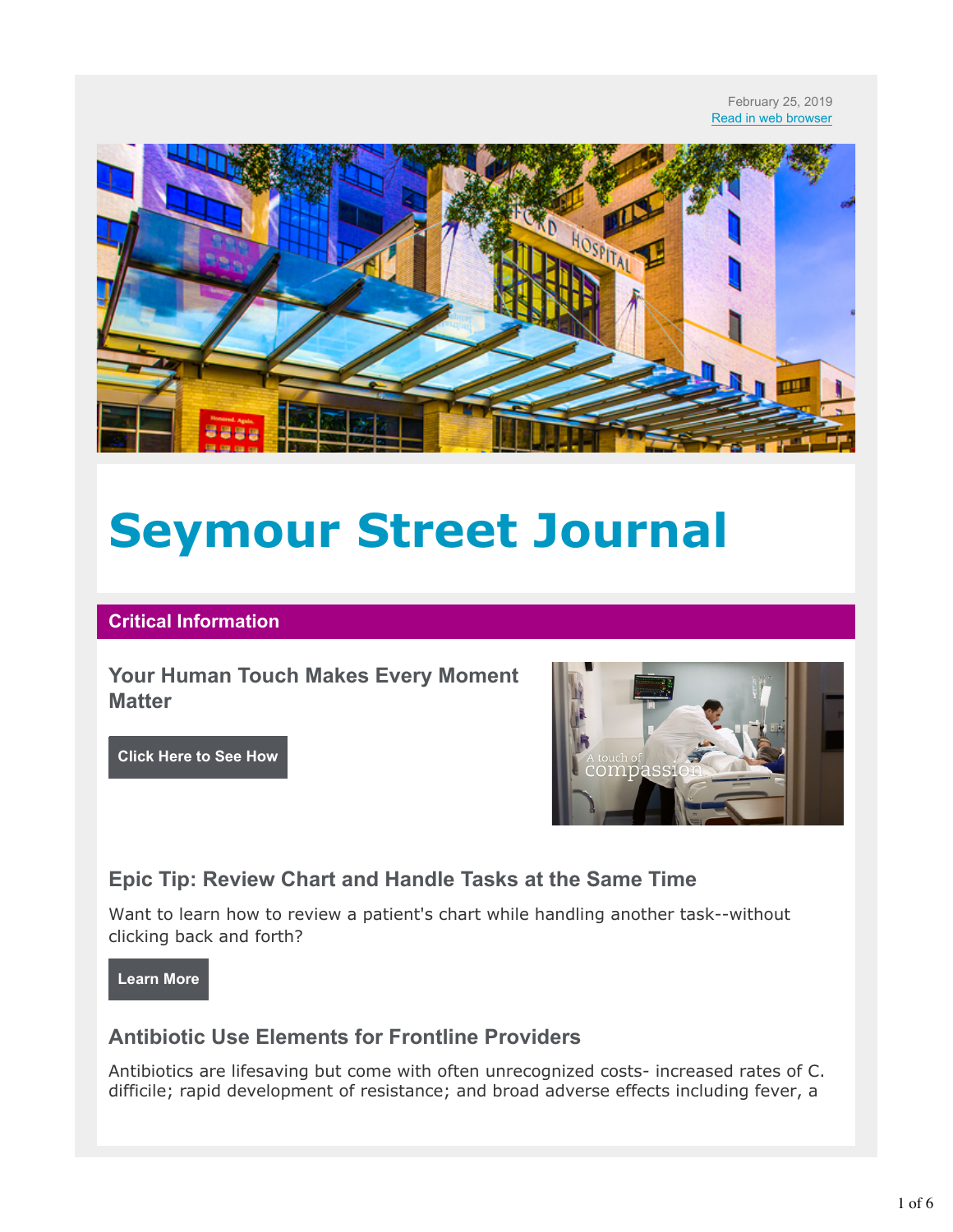February 25, 2019
Read in web browser

# Seymour Street Journal

## Critical Information

### Your Human Touch Makes Every Moment Matter

**Click Here to See How**

### Epic Tip: Review Chart and Handle Tasks at the Same Time

Want to learn how to review a patient's chart while handling another task--without clicking back and forth?

**Learn More**

### Antibiotic Use Elements for Frontline Providers

Antibiotics are lifesaving but come with often unrecognized costs- increased rates of C. difficile; rapid development of resistance; and broad adverse effects including fever, a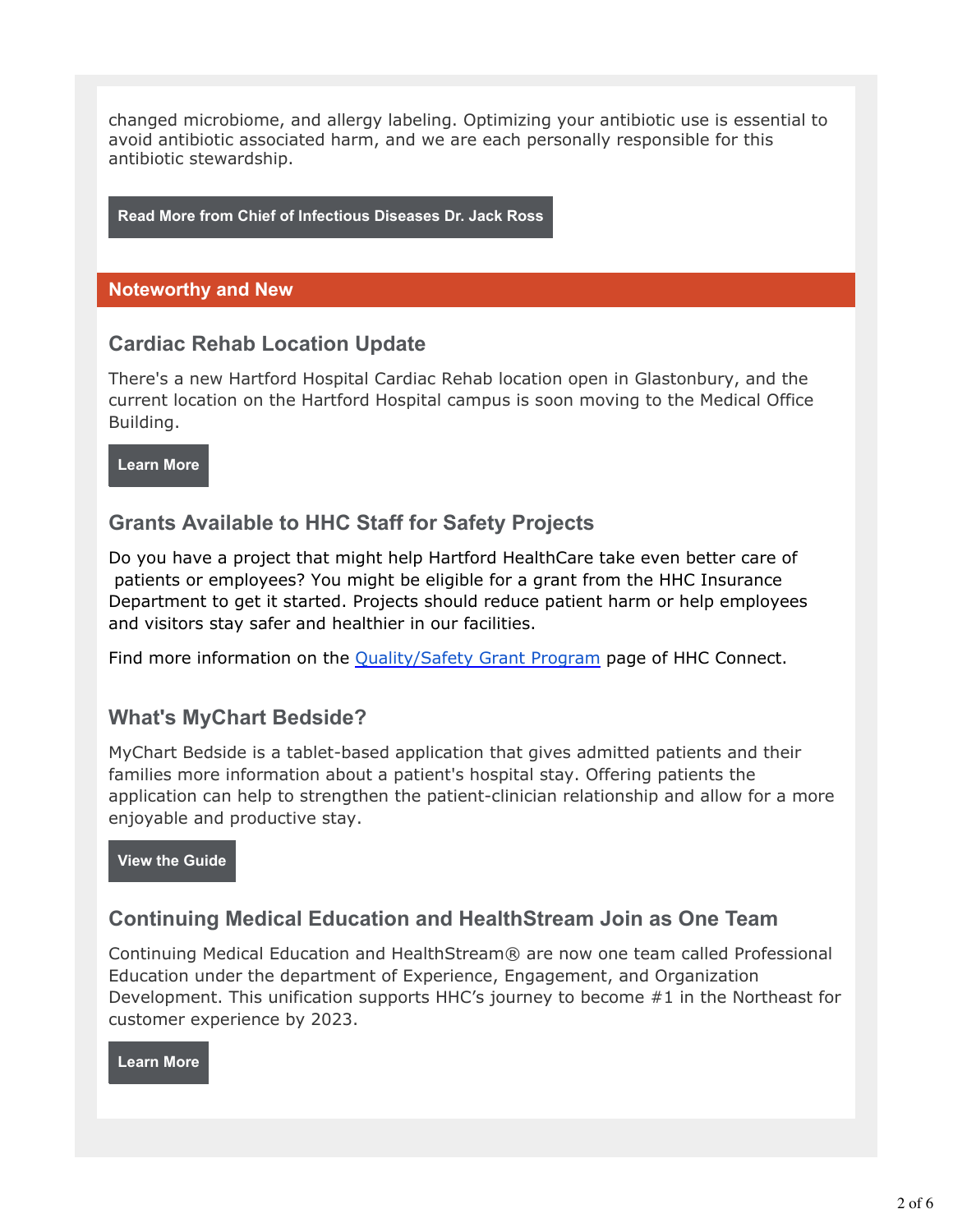changed microbiome, and allergy labeling. Optimizing your antibiotic use is essential to avoid antibiotic associated harm, and we are each personally responsible for this antibiotic stewardship.

**Read More from Chief of Infectious Diseases Dr. Jack Ross**

## Noteworthy and New

### Cardiac Rehab Location Update

There's a new Hartford Hospital Cardiac Rehab location open in Glastonbury, and the current location on the Hartford Hospital campus is soon moving to the Medical Office Building.

**Learn More**

### Grants Available to HHC Staff for Safety Projects

Do you have a project that might help Hartford HealthCare take even better care of patients or employees? You might be eligible for a grant from the HHC Insurance Department to get it started. Projects should reduce patient harm or help employees and visitors stay safer and healthier in our facilities.

Find more information on the Quality/Safety Grant Program page of HHC Connect.

### What's MyChart Bedside?

MyChart Bedside is a tablet-based application that gives admitted patients and their families more information about a patient's hospital stay. Offering patients the application can help to strengthen the patient-clinician relationship and allow for a more enjoyable and productive stay.

**View the Guide**

### Continuing Medical Education and HealthStream Join as One Team

Continuing Medical Education and HealthStream® are now one team called Professional Education under the department of Experience, Engagement, and Organization Development. This unification supports HHC's journey to become #1 in the Northeast for customer experience by 2023.

**Learn More**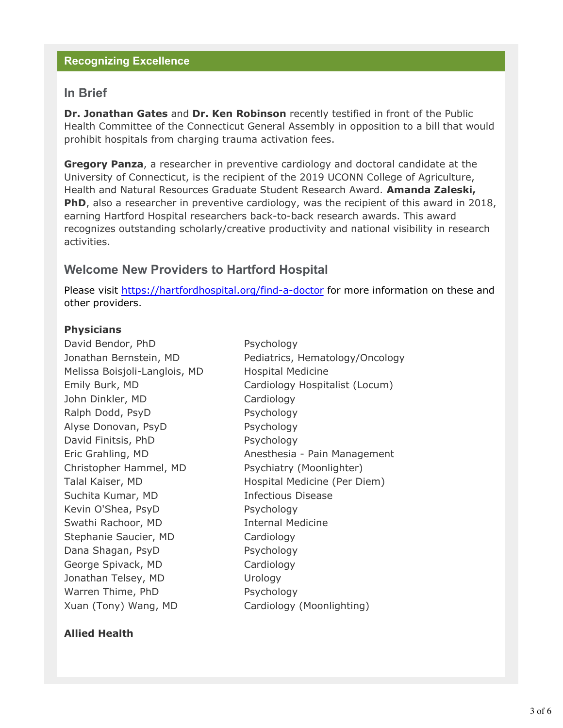## Recognizing Excellence

### In Brief

**Dr. Jonathan Gates** and **Dr. Ken Robinson** recently testified in front of the Public Health Committee of the Connecticut General Assembly in opposition to a bill that would prohibit hospitals from charging trauma activation fees.

**Gregory Panza**, a researcher in preventive cardiology and doctoral candidate at the University of Connecticut, is the recipient of the 2019 UCONN College of Agriculture, Health and Natural Resources Graduate Student Research Award. **Amanda Zaleski, PhD**, also a researcher in preventive cardiology, was the recipient of this award in 2018, earning Hartford Hospital researchers back-to-back research awards. This award recognizes outstanding scholarly/creative productivity and national visibility in research activities.

### Welcome New Providers to Hartford Hospital

Please visit https://hartfordhospital.org/find-a-doctor for more information on these and other providers.

**Physicians**

| | |
|---|---|
| David Bendor, PhD | Psychology |
| Jonathan Bernstein, MD | Pediatrics, Hematology/Oncology |
| Melissa Boisjoli-Langlois, MD | Hospital Medicine |
| Emily Burk, MD | Cardiology Hospitalist (Locum) |
| John Dinkler, MD | Cardiology |
| Ralph Dodd, PsyD | Psychology |
| Alyse Donovan, PsyD | Psychology |
| David Finitsis, PhD | Psychology |
| Eric Grahling, MD | Anesthesia - Pain Management |
| Christopher Hammel, MD | Psychiatry (Moonlighter) |
| Talal Kaiser, MD | Hospital Medicine (Per Diem) |
| Suchita Kumar, MD | Infectious Disease |
| Kevin O'Shea, PsyD | Psychology |
| Swathi Rachoor, MD | Internal Medicine |
| Stephanie Saucier, MD | Cardiology |
| Dana Shagan, PsyD | Psychology |
| George Spivack, MD | Cardiology |
| Jonathan Telsey, MD | Urology |
| Warren Thime, PhD | Psychology |
| Xuan (Tony) Wang, MD | Cardiology (Moonlighting) |

**Allied Health**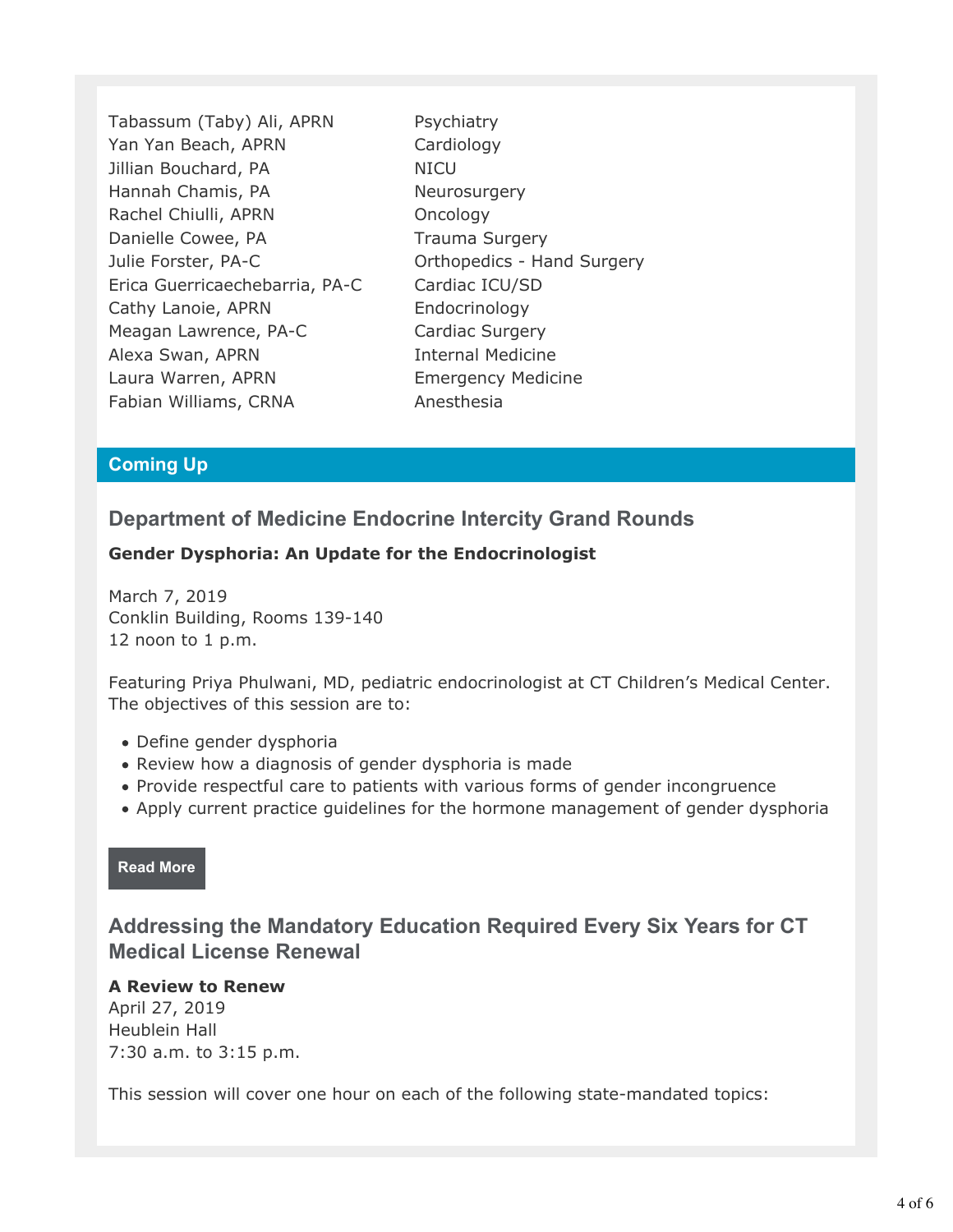| | |
|---|---|
| Tabassum (Taby) Ali, APRN | Psychiatry |
| Yan Yan Beach, APRN | Cardiology |
| Jillian Bouchard, PA | NICU |
| Hannah Chamis, PA | Neurosurgery |
| Rachel Chiulli, APRN | Oncology |
| Danielle Cowee, PA | Trauma Surgery |
| Julie Forster, PA-C | Orthopedics - Hand Surgery |
| Erica Guerricaechebarria, PA-C | Cardiac ICU/SD |
| Cathy Lanoie, APRN | Endocrinology |
| Meagan Lawrence, PA-C | Cardiac Surgery |
| Alexa Swan, APRN | Internal Medicine |
| Laura Warren, APRN | Emergency Medicine |
| Fabian Williams, CRNA | Anesthesia |

## Coming Up

### Department of Medicine Endocrine Intercity Grand Rounds

**Gender Dysphoria: An Update for the Endocrinologist**

March 7, 2019
Conklin Building, Rooms 139-140
12 noon to 1 p.m.

Featuring Priya Phulwani, MD, pediatric endocrinologist at CT Children's Medical Center. The objectives of this session are to:

- Define gender dysphoria
- Review how a diagnosis of gender dysphoria is made
- Provide respectful care to patients with various forms of gender incongruence
- Apply current practice guidelines for the hormone management of gender dysphoria

**Read More**

### Addressing the Mandatory Education Required Every Six Years for CT Medical License Renewal

**A Review to Renew**
April 27, 2019
Heublein Hall
7:30 a.m. to 3:15 p.m.

This session will cover one hour on each of the following state-mandated topics: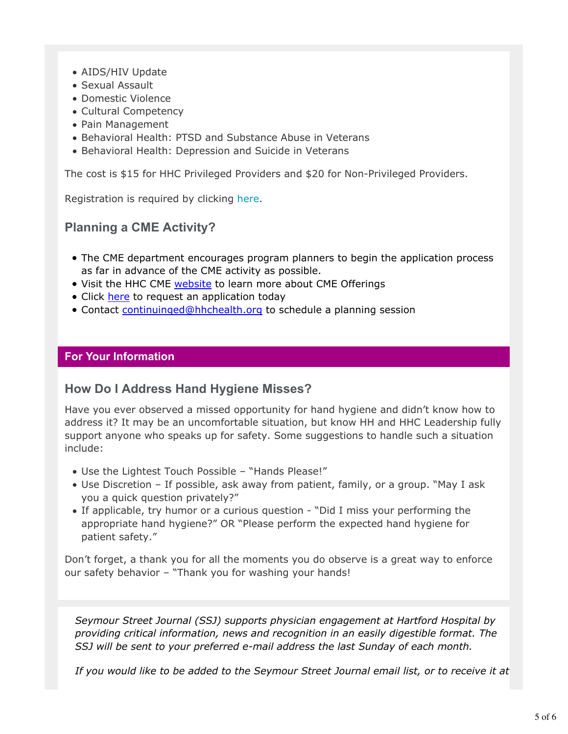- AIDS/HIV Update
- Sexual Assault
- Domestic Violence
- Cultural Competency
- Pain Management
- Behavioral Health: PTSD and Substance Abuse in Veterans
- Behavioral Health: Depression and Suicide in Veterans

The cost is $15 for HHC Privileged Providers and $20 for Non-Privileged Providers.

Registration is required by clicking here.

### Planning a CME Activity?

- The CME department encourages program planners to begin the application process as far in advance of the CME activity as possible.
- Visit the HHC CME website to learn more about CME Offerings
- Click here to request an application today
- Contact continuinged@hhchealth.org to schedule a planning session

## For Your Information

### How Do I Address Hand Hygiene Misses?

Have you ever observed a missed opportunity for hand hygiene and didn't know how to address it? It may be an uncomfortable situation, but know HH and HHC Leadership fully support anyone who speaks up for safety. Some suggestions to handle such a situation include:

- Use the Lightest Touch Possible – "Hands Please!"
- Use Discretion – If possible, ask away from patient, family, or a group. "May I ask you a quick question privately?"
- If applicable, try humor or a curious question - "Did I miss your performing the appropriate hand hygiene?" OR "Please perform the expected hand hygiene for patient safety."

Don't forget, a thank you for all the moments you do observe is a great way to enforce our safety behavior – "Thank you for washing your hands!

*Seymour Street Journal (SSJ) supports physician engagement at Hartford Hospital by providing critical information, news and recognition in an easily digestible format. The SSJ will be sent to your preferred e-mail address the last Sunday of each month.*

*If you would like to be added to the Seymour Street Journal email list, or to receive it at*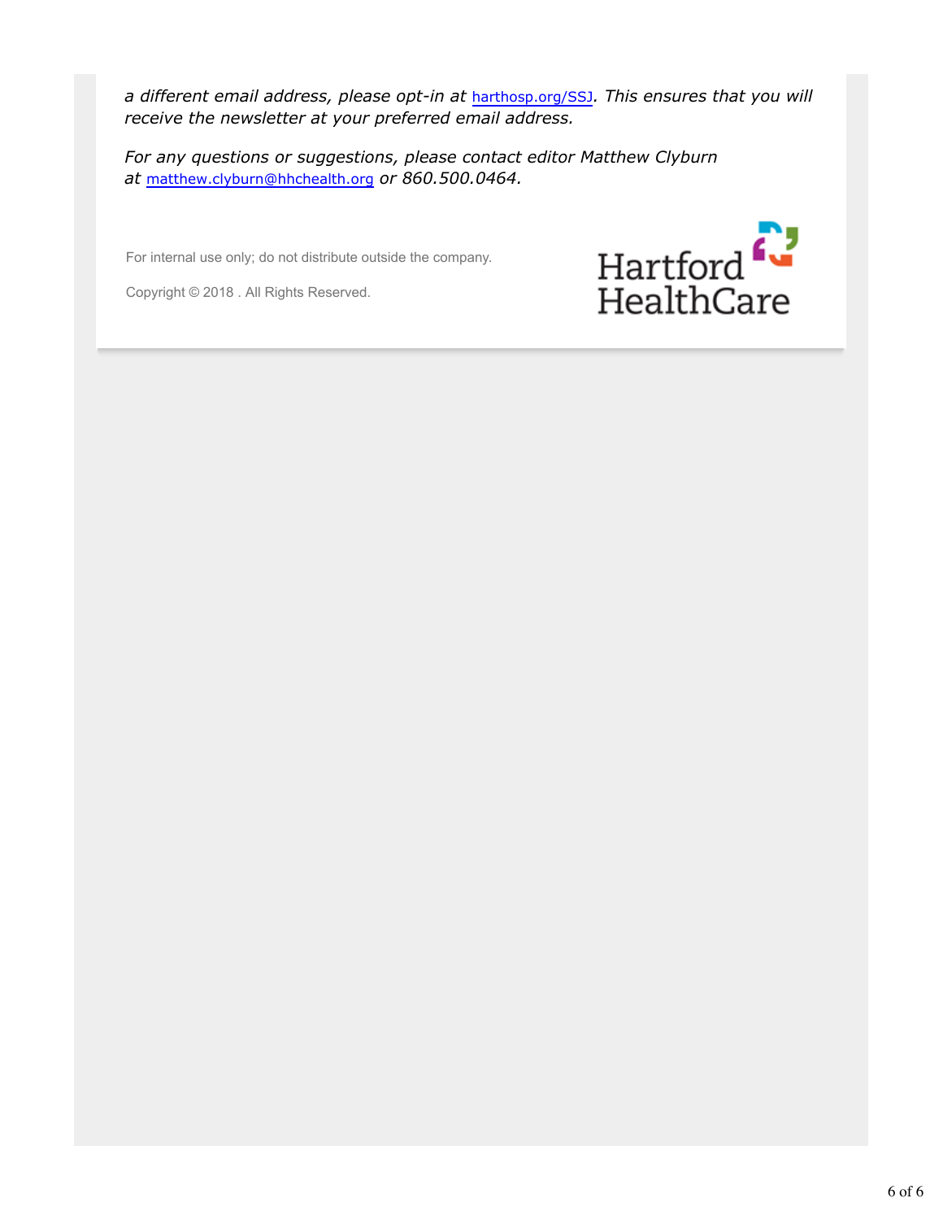*a different email address, please opt-in at harthosp.org/SSJ. This ensures that you will receive the newsletter at your preferred email address.*

*For any questions or suggestions, please contact editor Matthew Clyburn at matthew.clyburn@hhchealth.org or 860.500.0464.*

For internal use only; do not distribute outside the company.

Copyright © 2018 . All Rights Reserved.

Hartford HealthCare